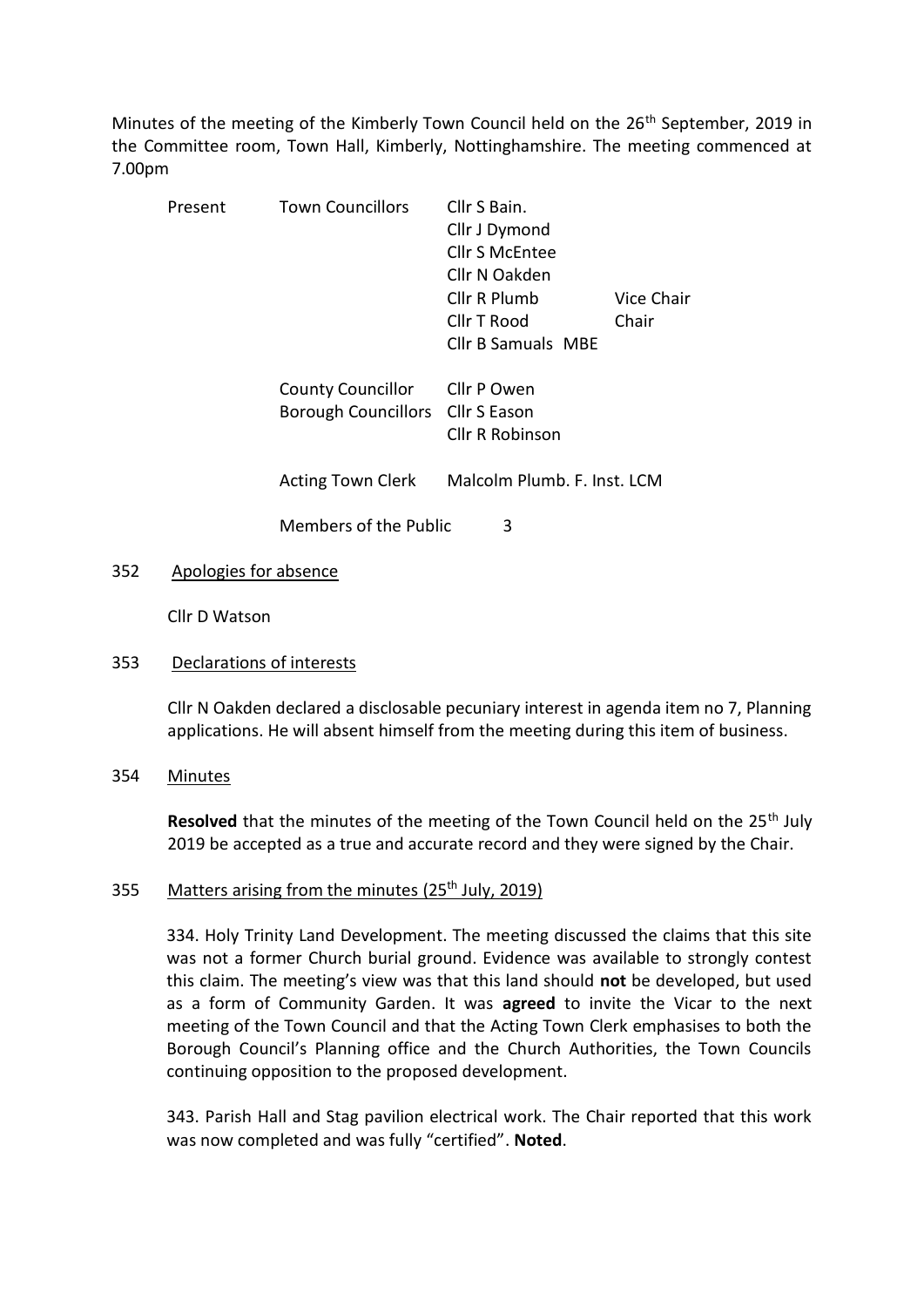Minutes of the meeting of the Kimberly Town Council held on the 26th September, 2019 in the Committee room, Town Hall, Kimberly, Nottinghamshire. The meeting commenced at 7.00pm

| Present | Town Councillors | Cllr S Bain. | |
|---|---|---|---|
| | | Cllr J Dymond | |
| | | Cllr S McEntee | |
| | | Cllr N Oakden | |
| | | Cllr R Plumb | Vice Chair |
| | | Cllr T Rood | Chair |
| | | Cllr B Samuals MBE | |
| | County Councillor | Cllr P Owen | |
| | Borough Councillors | Cllr S Eason | |
| | | Cllr R Robinson | |
| | Acting Town Clerk | Malcolm Plumb. F. Inst. LCM | |
| | Members of the Public | 3 | |

352 Apologies for absence

Cllr D Watson

353 Declarations of interests

Cllr N Oakden declared a disclosable pecuniary interest in agenda item no 7, Planning applications. He will absent himself from the meeting during this item of business.

354 Minutes

**Resolved** that the minutes of the meeting of the Town Council held on the 25th July 2019 be accepted as a true and accurate record and they were signed by the Chair.

355 Matters arising from the minutes (25th July, 2019)

334. Holy Trinity Land Development. The meeting discussed the claims that this site was not a former Church burial ground. Evidence was available to strongly contest this claim. The meeting's view was that this land should **not** be developed, but used as a form of Community Garden. It was **agreed** to invite the Vicar to the next meeting of the Town Council and that the Acting Town Clerk emphasises to both the Borough Council's Planning office and the Church Authorities, the Town Councils continuing opposition to the proposed development.

343. Parish Hall and Stag pavilion electrical work. The Chair reported that this work was now completed and was fully "certified". **Noted**.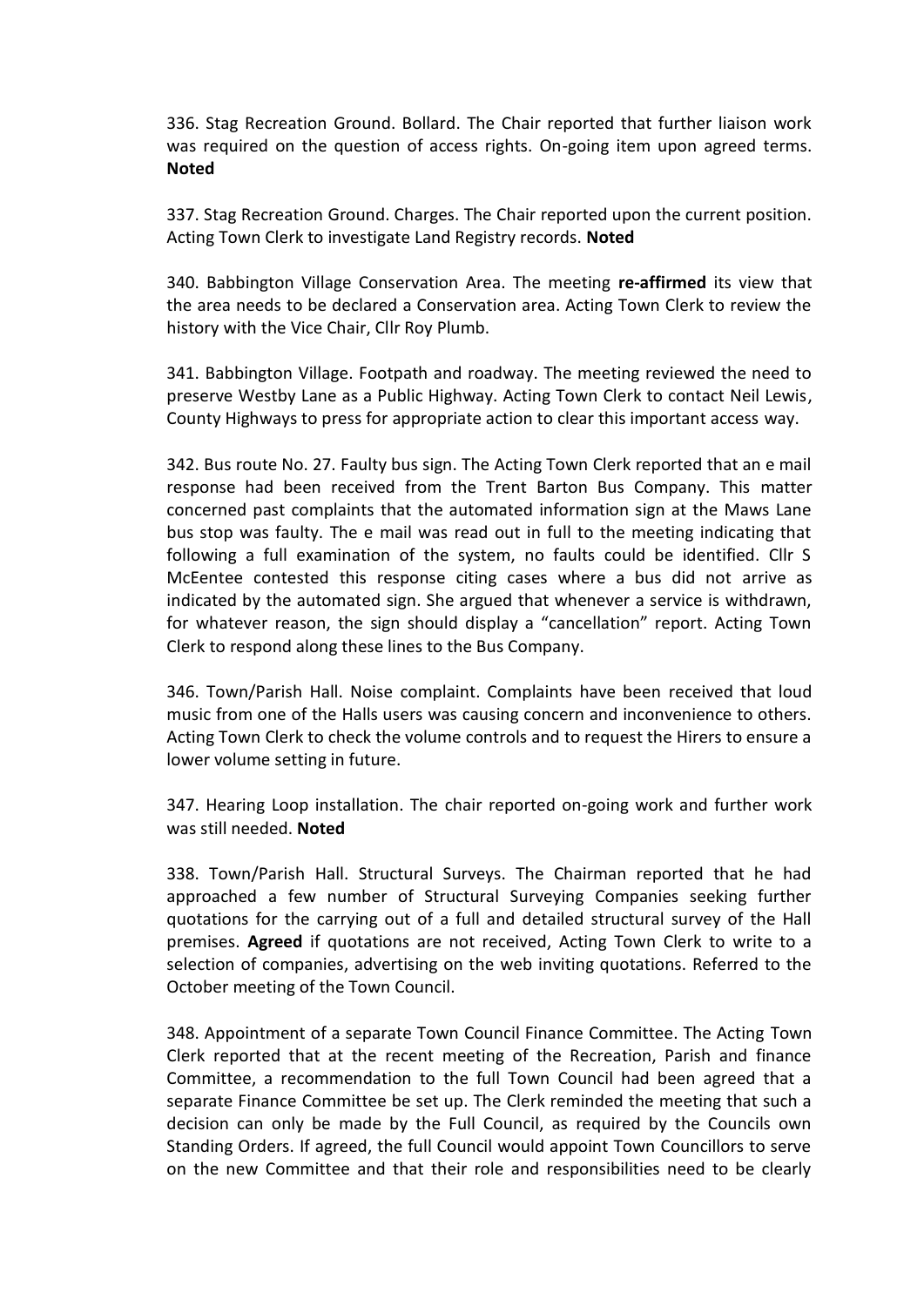336. Stag Recreation Ground. Bollard. The Chair reported that further liaison work was required on the question of access rights. On-going item upon agreed terms. **Noted**

337. Stag Recreation Ground. Charges. The Chair reported upon the current position. Acting Town Clerk to investigate Land Registry records. **Noted**

340. Babbington Village Conservation Area. The meeting **re-affirmed** its view that the area needs to be declared a Conservation area. Acting Town Clerk to review the history with the Vice Chair, Cllr Roy Plumb.

341. Babbington Village. Footpath and roadway. The meeting reviewed the need to preserve Westby Lane as a Public Highway. Acting Town Clerk to contact Neil Lewis, County Highways to press for appropriate action to clear this important access way.

342. Bus route No. 27. Faulty bus sign. The Acting Town Clerk reported that an e mail response had been received from the Trent Barton Bus Company. This matter concerned past complaints that the automated information sign at the Maws Lane bus stop was faulty. The e mail was read out in full to the meeting indicating that following a full examination of the system, no faults could be identified. Cllr S McEentee contested this response citing cases where a bus did not arrive as indicated by the automated sign. She argued that whenever a service is withdrawn, for whatever reason, the sign should display a "cancellation" report. Acting Town Clerk to respond along these lines to the Bus Company.

346. Town/Parish Hall. Noise complaint. Complaints have been received that loud music from one of the Halls users was causing concern and inconvenience to others. Acting Town Clerk to check the volume controls and to request the Hirers to ensure a lower volume setting in future.

347. Hearing Loop installation. The chair reported on-going work and further work was still needed. **Noted**

338. Town/Parish Hall. Structural Surveys. The Chairman reported that he had approached a few number of Structural Surveying Companies seeking further quotations for the carrying out of a full and detailed structural survey of the Hall premises. **Agreed** if quotations are not received, Acting Town Clerk to write to a selection of companies, advertising on the web inviting quotations. Referred to the October meeting of the Town Council.

348. Appointment of a separate Town Council Finance Committee. The Acting Town Clerk reported that at the recent meeting of the Recreation, Parish and finance Committee, a recommendation to the full Town Council had been agreed that a separate Finance Committee be set up. The Clerk reminded the meeting that such a decision can only be made by the Full Council, as required by the Councils own Standing Orders. If agreed, the full Council would appoint Town Councillors to serve on the new Committee and that their role and responsibilities need to be clearly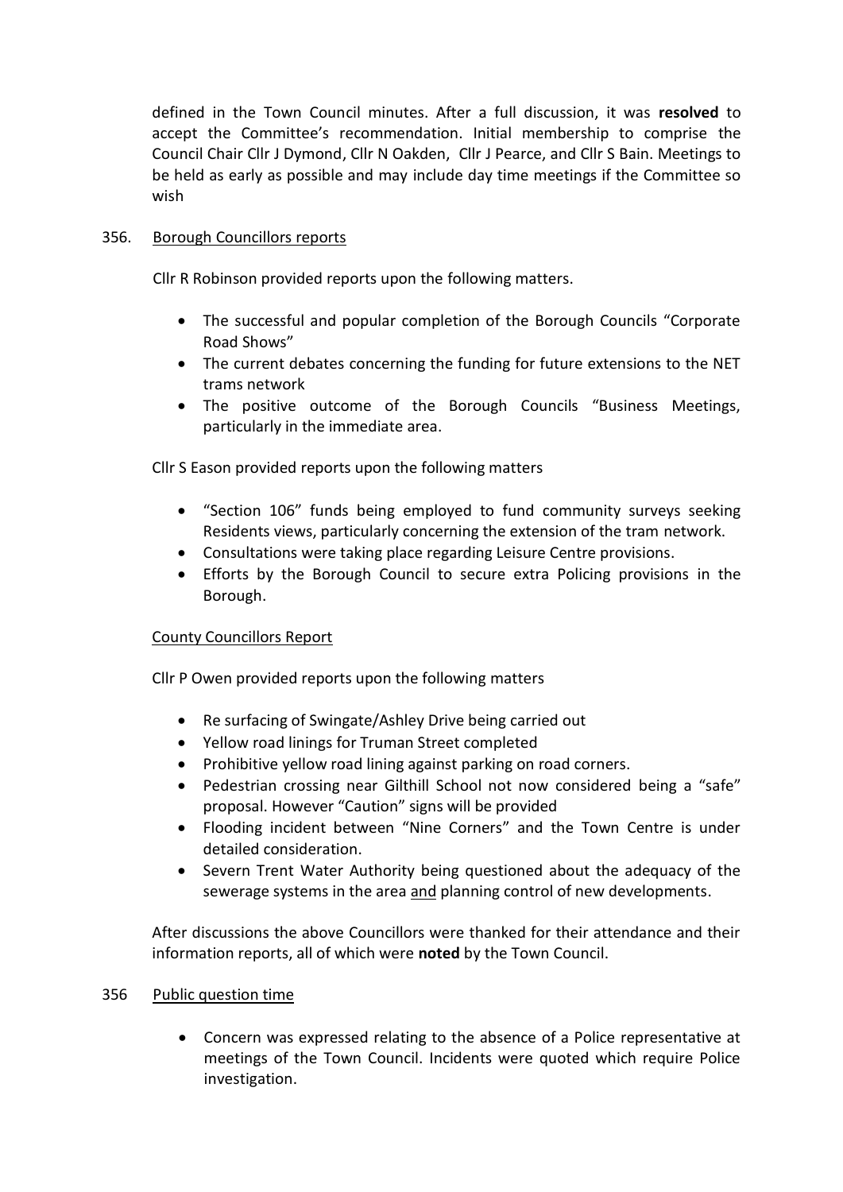defined in the Town Council minutes. After a full discussion, it was **resolved** to accept the Committee's recommendation. Initial membership to comprise the Council Chair Cllr J Dymond, Cllr N Oakden, Cllr J Pearce, and Cllr S Bain. Meetings to be held as early as possible and may include day time meetings if the Committee so wish

356. Borough Councillors reports

Cllr R Robinson provided reports upon the following matters.

- The successful and popular completion of the Borough Councils "Corporate Road Shows"
- The current debates concerning the funding for future extensions to the NET trams network
- The positive outcome of the Borough Councils "Business Meetings, particularly in the immediate area.

Cllr S Eason provided reports upon the following matters

- "Section 106" funds being employed to fund community surveys seeking Residents views, particularly concerning the extension of the tram network.
- Consultations were taking place regarding Leisure Centre provisions.
- Efforts by the Borough Council to secure extra Policing provisions in the Borough.

County Councillors Report

Cllr P Owen provided reports upon the following matters

- Re surfacing of Swingate/Ashley Drive being carried out
- Yellow road linings for Truman Street completed
- Prohibitive yellow road lining against parking on road corners.
- Pedestrian crossing near Gilthill School not now considered being a "safe" proposal. However "Caution" signs will be provided
- Flooding incident between "Nine Corners" and the Town Centre is under detailed consideration.
- Severn Trent Water Authority being questioned about the adequacy of the sewerage systems in the area and planning control of new developments.

After discussions the above Councillors were thanked for their attendance and their information reports, all of which were **noted** by the Town Council.

356 Public question time

- Concern was expressed relating to the absence of a Police representative at meetings of the Town Council. Incidents were quoted which require Police investigation.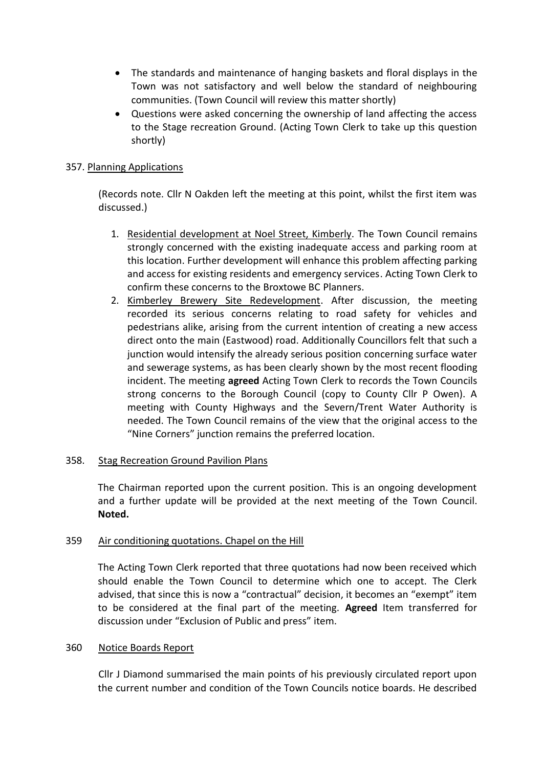- The standards and maintenance of hanging baskets and floral displays in the Town was not satisfactory and well below the standard of neighbouring communities. (Town Council will review this matter shortly)
- Questions were asked concerning the ownership of land affecting the access to the Stage recreation Ground. (Acting Town Clerk to take up this question shortly)

357. Planning Applications

(Records note. Cllr N Oakden left the meeting at this point, whilst the first item was discussed.)

1. Residential development at Noel Street, Kimberly. The Town Council remains strongly concerned with the existing inadequate access and parking room at this location. Further development will enhance this problem affecting parking and access for existing residents and emergency services. Acting Town Clerk to confirm these concerns to the Broxtowe BC Planners.
2. Kimberley Brewery Site Redevelopment. After discussion, the meeting recorded its serious concerns relating to road safety for vehicles and pedestrians alike, arising from the current intention of creating a new access direct onto the main (Eastwood) road. Additionally Councillors felt that such a junction would intensify the already serious position concerning surface water and sewerage systems, as has been clearly shown by the most recent flooding incident. The meeting **agreed** Acting Town Clerk to records the Town Councils strong concerns to the Borough Council (copy to County Cllr P Owen). A meeting with County Highways and the Severn/Trent Water Authority is needed. The Town Council remains of the view that the original access to the "Nine Corners" junction remains the preferred location.

358. Stag Recreation Ground Pavilion Plans

The Chairman reported upon the current position. This is an ongoing development and a further update will be provided at the next meeting of the Town Council. **Noted.**

359 Air conditioning quotations. Chapel on the Hill

The Acting Town Clerk reported that three quotations had now been received which should enable the Town Council to determine which one to accept. The Clerk advised, that since this is now a "contractual" decision, it becomes an "exempt" item to be considered at the final part of the meeting. **Agreed** Item transferred for discussion under "Exclusion of Public and press" item.

360 Notice Boards Report

Cllr J Diamond summarised the main points of his previously circulated report upon the current number and condition of the Town Councils notice boards. He described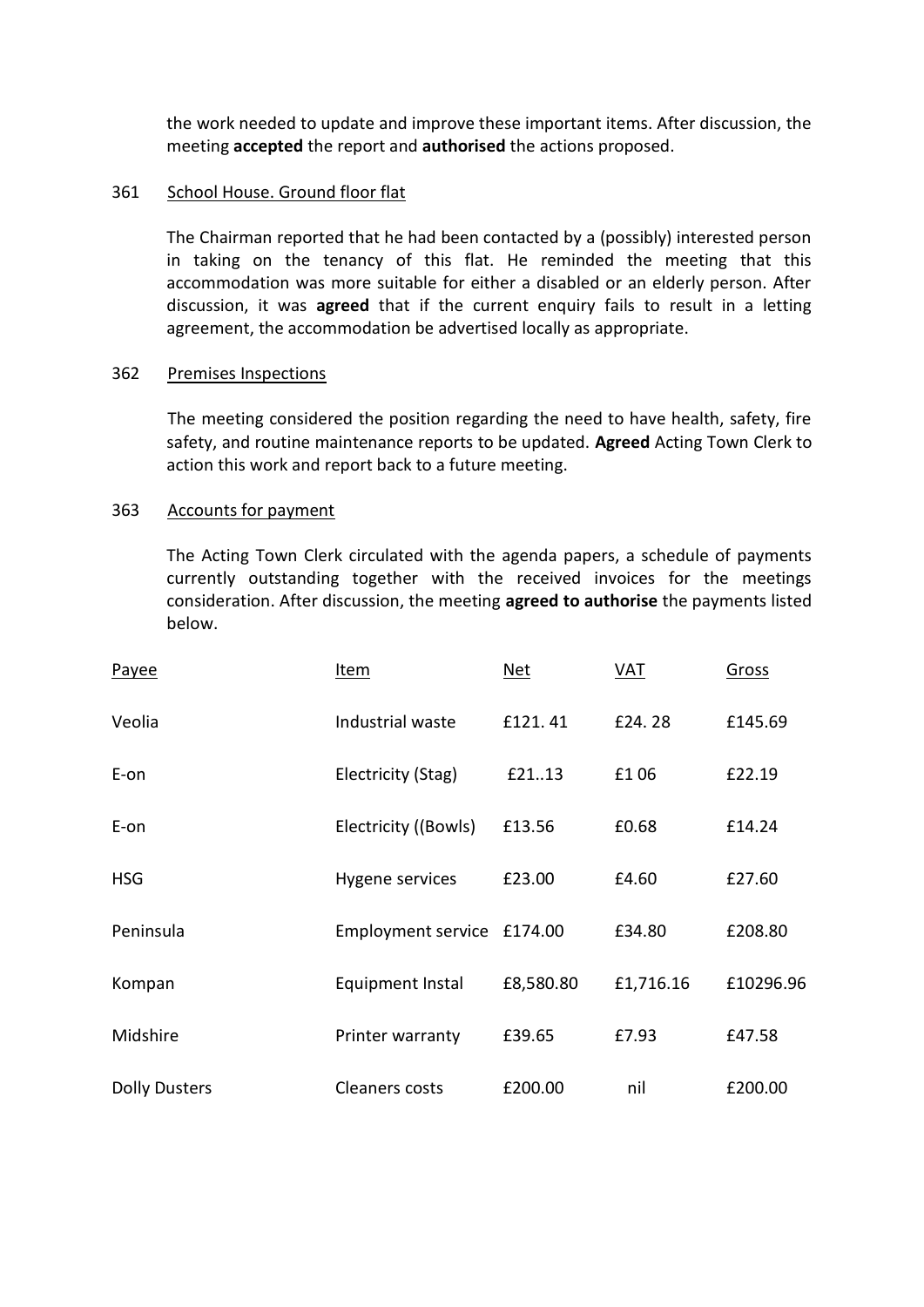the work needed to update and improve these important items. After discussion, the meeting **accepted** the report and **authorised** the actions proposed.

361 School House. Ground floor flat

The Chairman reported that he had been contacted by a (possibly) interested person in taking on the tenancy of this flat. He reminded the meeting that this accommodation was more suitable for either a disabled or an elderly person. After discussion, it was **agreed** that if the current enquiry fails to result in a letting agreement, the accommodation be advertised locally as appropriate.

362 Premises Inspections

The meeting considered the position regarding the need to have health, safety, fire safety, and routine maintenance reports to be updated. **Agreed** Acting Town Clerk to action this work and report back to a future meeting.

363 Accounts for payment

The Acting Town Clerk circulated with the agenda papers, a schedule of payments currently outstanding together with the received invoices for the meetings consideration. After discussion, the meeting **agreed to authorise** the payments listed below.

| Payee | Item | Net | VAT | Gross |
|---|---|---|---|---|
| Veolia | Industrial waste | £121. 41 | £24. 28 | £145.69 |
| E-on | Electricity (Stag) | £21..13 | £1 06 | £22.19 |
| E-on | Electricity ((Bowls) | £13.56 | £0.68 | £14.24 |
| HSG | Hygene services | £23.00 | £4.60 | £27.60 |
| Peninsula | Employment service | £174.00 | £34.80 | £208.80 |
| Kompan | Equipment Instal | £8,580.80 | £1,716.16 | £10296.96 |
| Midshire | Printer warranty | £39.65 | £7.93 | £47.58 |
| Dolly Dusters | Cleaners costs | £200.00 | nil | £200.00 |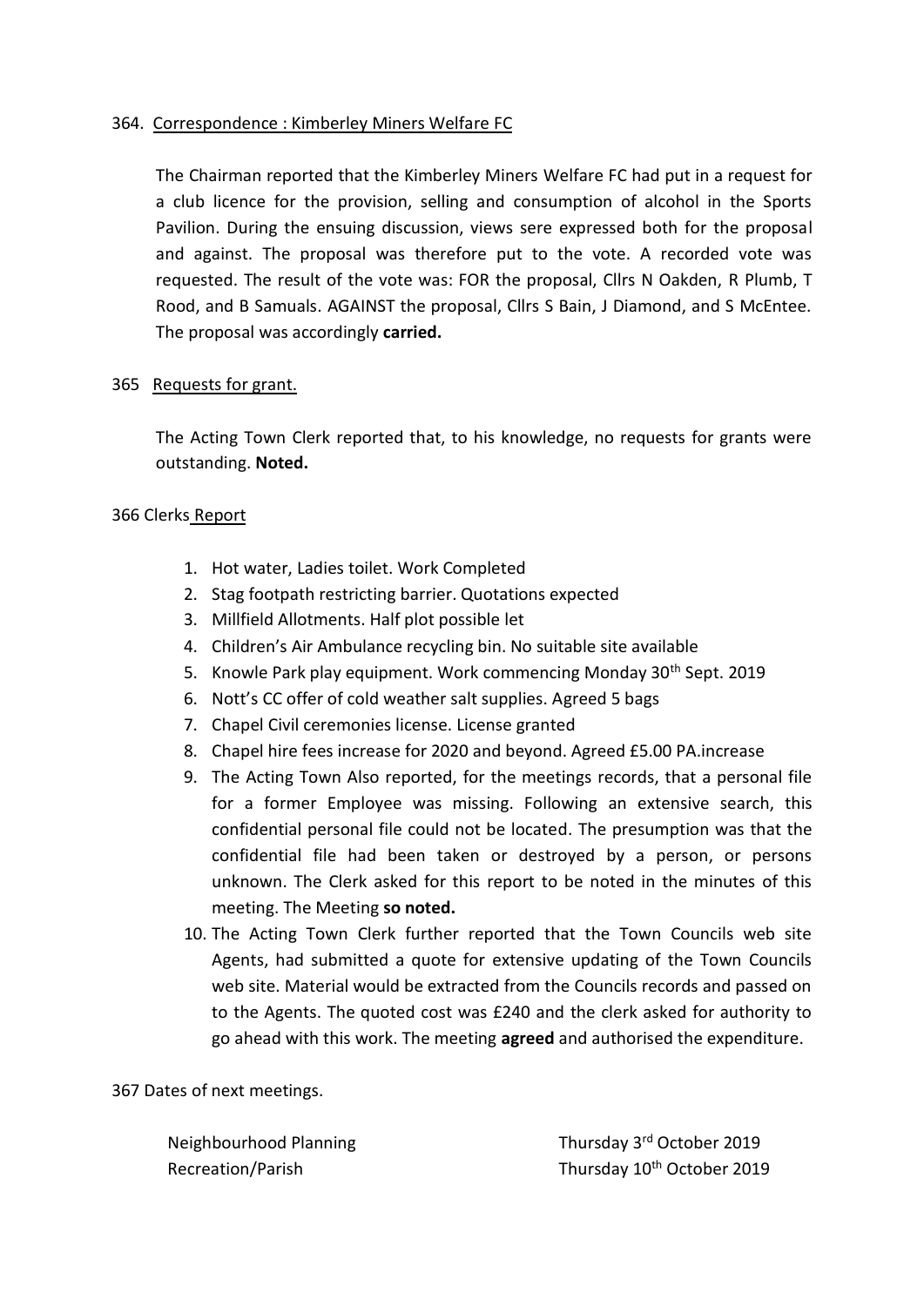364. Correspondence : Kimberley Miners Welfare FC

The Chairman reported that the Kimberley Miners Welfare FC had put in a request for a club licence for the provision, selling and consumption of alcohol in the Sports Pavilion. During the ensuing discussion, views sere expressed both for the proposal and against. The proposal was therefore put to the vote. A recorded vote was requested. The result of the vote was: FOR the proposal, Cllrs N Oakden, R Plumb, T Rood, and B Samuals. AGAINST the proposal, Cllrs S Bain, J Diamond, and S McEntee. The proposal was accordingly **carried.**

365 Requests for grant.

The Acting Town Clerk reported that, to his knowledge, no requests for grants were outstanding. **Noted.**

366 Clerks Report

1. Hot water, Ladies toilet. Work Completed
2. Stag footpath restricting barrier. Quotations expected
3. Millfield Allotments. Half plot possible let
4. Children's Air Ambulance recycling bin. No suitable site available
5. Knowle Park play equipment. Work commencing Monday 30th Sept. 2019
6. Nott's CC offer of cold weather salt supplies. Agreed 5 bags
7. Chapel Civil ceremonies license. License granted
8. Chapel hire fees increase for 2020 and beyond. Agreed £5.00 PA.increase
9. The Acting Town Also reported, for the meetings records, that a personal file for a former Employee was missing. Following an extensive search, this confidential personal file could not be located. The presumption was that the confidential file had been taken or destroyed by a person, or persons unknown. The Clerk asked for this report to be noted in the minutes of this meeting. The Meeting **so noted.**
10. The Acting Town Clerk further reported that the Town Councils web site Agents, had submitted a quote for extensive updating of the Town Councils web site. Material would be extracted from the Councils records and passed on to the Agents. The quoted cost was £240 and the clerk asked for authority to go ahead with this work. The meeting **agreed** and authorised the expenditure.

367 Dates of next meetings.

| | |
|---|---|
| Neighbourhood Planning | Thursday 3rd October 2019 |
| Recreation/Parish | Thursday 10th October 2019 |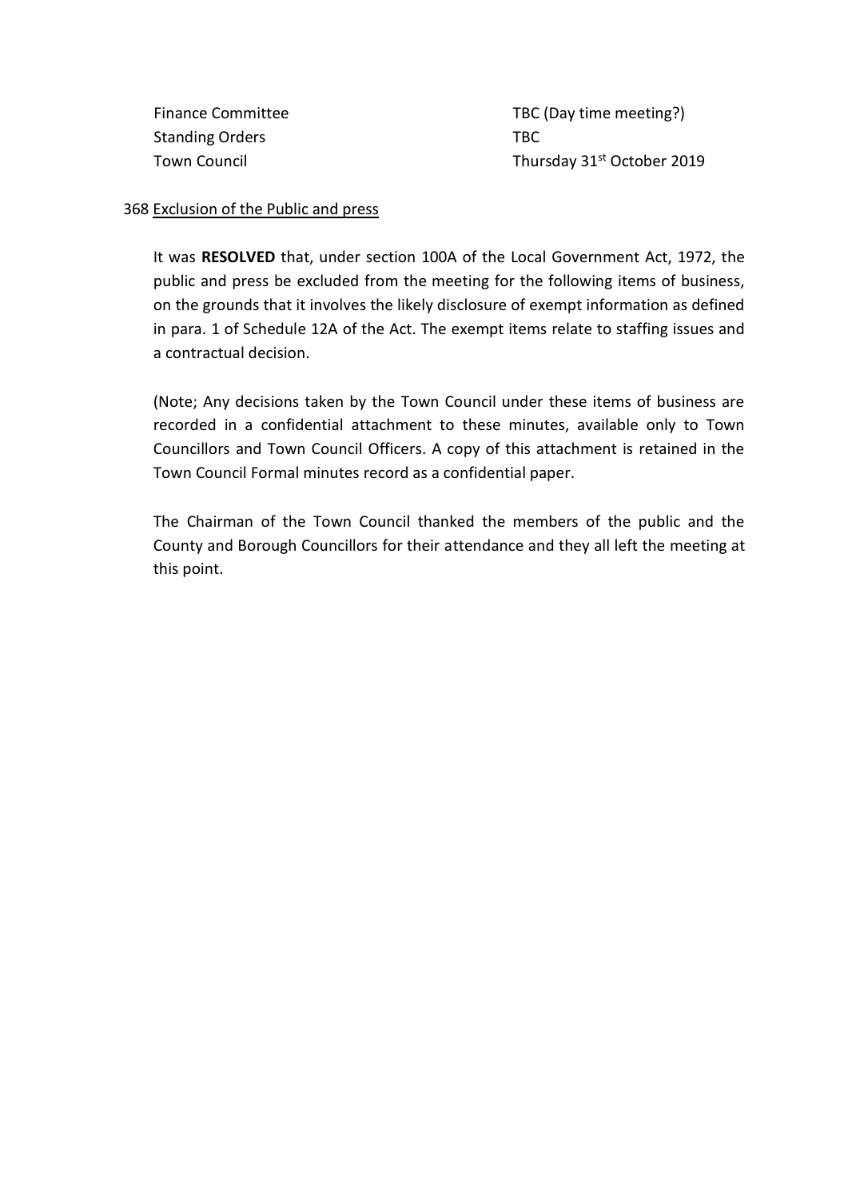| | |
|---|---|
| Finance Committee | TBC (Day time meeting?) |
| Standing Orders | TBC |
| Town Council | Thursday 31st October 2019 |

368 Exclusion of the Public and press

It was **RESOLVED** that, under section 100A of the Local Government Act, 1972, the public and press be excluded from the meeting for the following items of business, on the grounds that it involves the likely disclosure of exempt information as defined in para. 1 of Schedule 12A of the Act. The exempt items relate to staffing issues and a contractual decision.

(Note; Any decisions taken by the Town Council under these items of business are recorded in a confidential attachment to these minutes, available only to Town Councillors and Town Council Officers. A copy of this attachment is retained in the Town Council Formal minutes record as a confidential paper.

The Chairman of the Town Council thanked the members of the public and the County and Borough Councillors for their attendance and they all left the meeting at this point.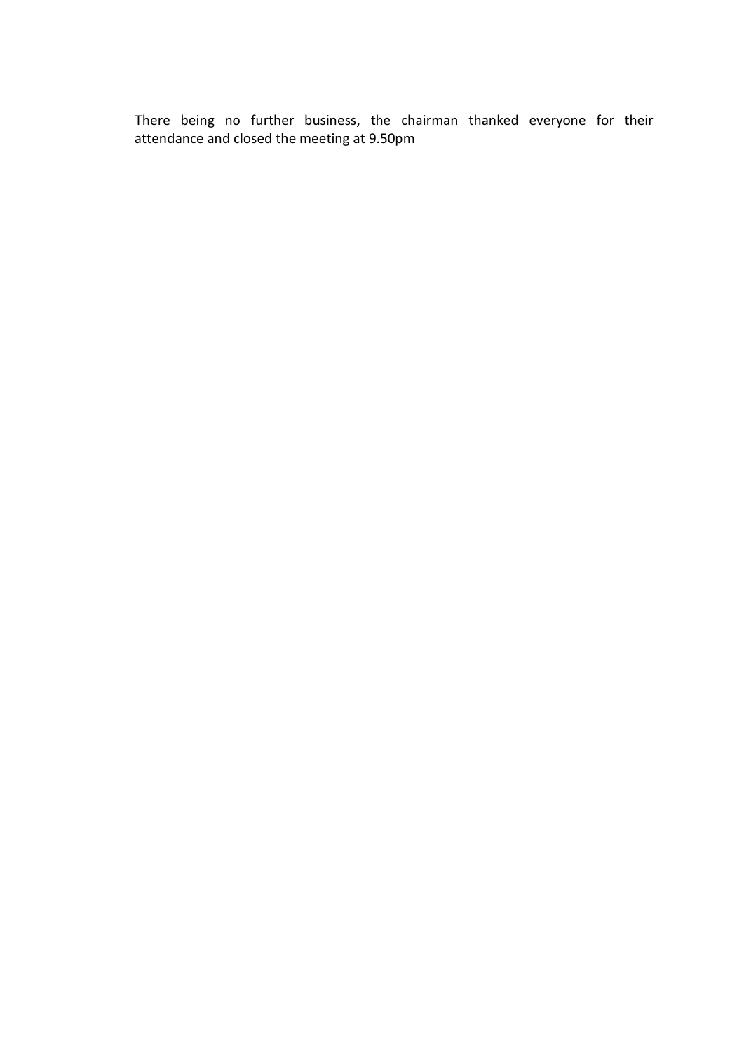There being no further business, the chairman thanked everyone for their attendance and closed the meeting at 9.50pm